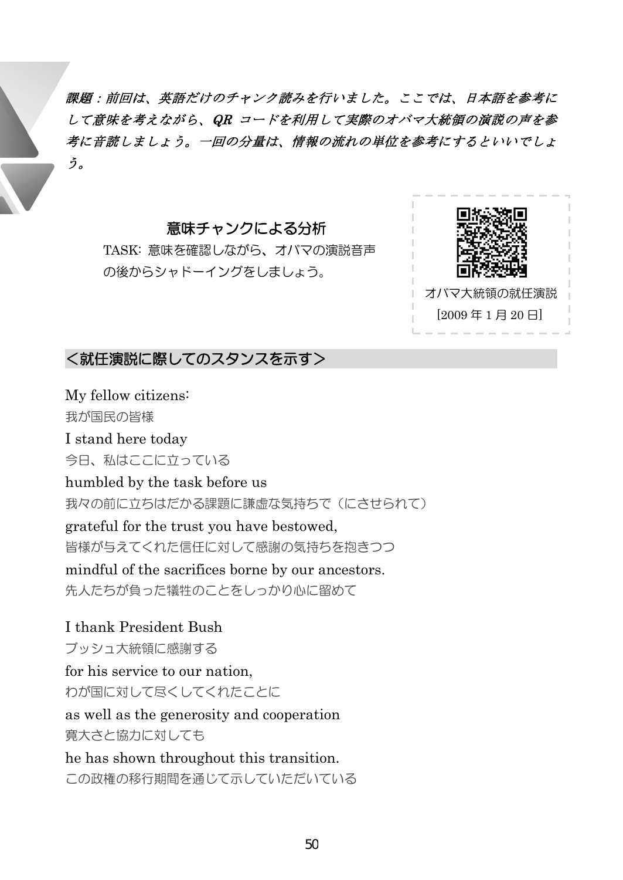*課題：前回は、英語だけのチャンク読みを行いました。ここでは、日本語を参考にして意味を考えながら、**QR** コードを利用して実際のオバマ大統領の演説の声を参考に音読しましょう。一回の分量は、情報の流れの単位を参考にするといいでしょう。*

### 意味チャンクによる分析

TASK: 意味を確認しながら、オバマの演説音声の後からシャドーイングをしましょう。

オバマ大統領の就任演説
[2009 年 1 月 20 日]

## ＜就任演説に際してのスタンスを示す＞

My fellow citizens:
我が国民の皆様
I stand here today
今日、私はここに立っている
humbled by the task before us
我々の前に立ちはだかる課題に謙虚な気持ちで（にさせられて）
grateful for the trust you have bestowed,
皆様が与えてくれた信任に対して感謝の気持ちを抱きつつ
mindful of the sacrifices borne by our ancestors.
先人たちが負った犠牲のことをしっかり心に留めて

I thank President Bush
ブッシュ大統領に感謝する
for his service to our nation,
わが国に対して尽くしてくれたことに
as well as the generosity and cooperation
寛大さと協力に対しても
he has shown throughout this transition.
この政権の移行期間を通じて示していただいている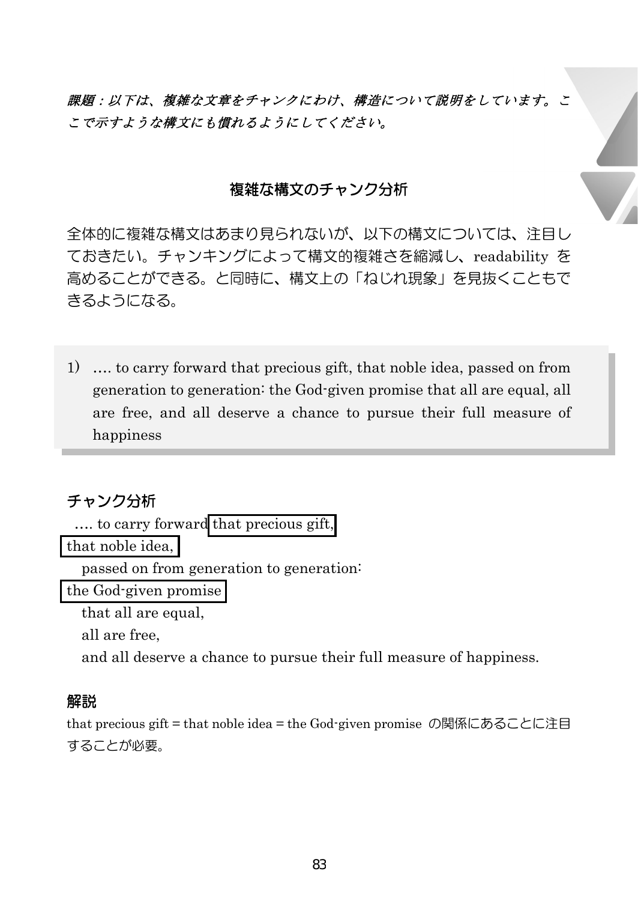*課題：以下は、複雑な文章をチャンクにわけ、構造について説明をしています。ここで示すような構文にも慣れるようにしてください。*

## 複雑な構文のチャンク分析

全体的に複雑な構文はあまり見られないが、以下の構文については、注目しておきたい。チャンキングによって構文的複雑さを縮減し、readability を高めることができる。と同時に、構文上の「ねじれ現象」を見抜くこともできるようになる。

> 1) …. to carry forward that precious gift, that noble idea, passed on from generation to generation: the God-given promise that all are equal, all are free, and all deserve a chance to pursue their full measure of happiness

### チャンク分析

…. to carry forward [that precious gift,]
[that noble idea,]
  passed on from generation to generation:
[the God-given promise]
  that all are equal,
  all are free,
  and all deserve a chance to pursue their full measure of happiness.

### 解説

that precious gift = that noble idea = the God-given promise の関係にあることに注目することが必要。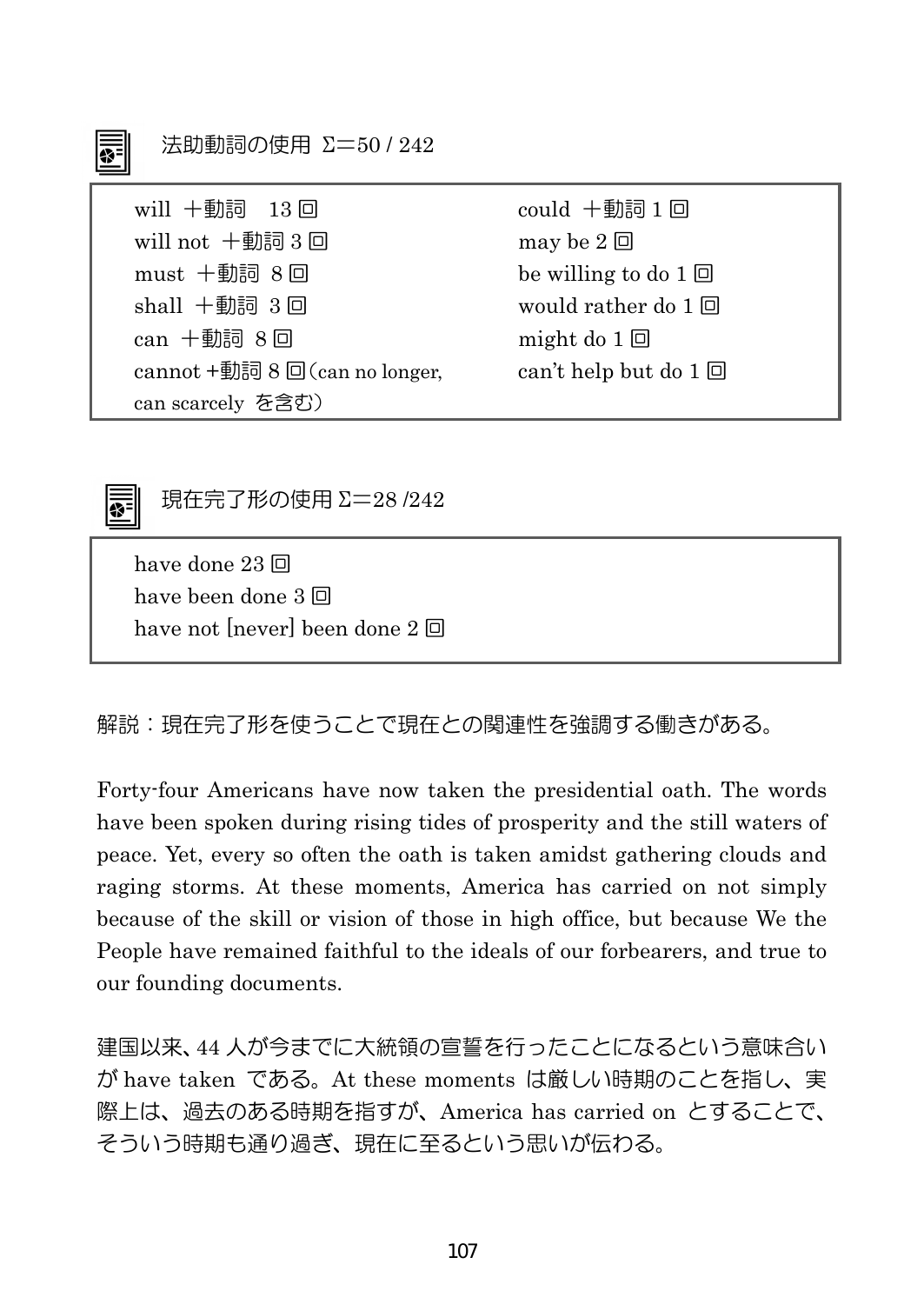### 法助動詞の使用 Σ＝50 / 242

| | |
|---|---|
| will ＋動詞　13 回 | could ＋動詞 1 回 |
| will not ＋動詞 3 回 | may be 2 回 |
| must ＋動詞 8 回 | be willing to do 1 回 |
| shall ＋動詞 3 回 | would rather do 1 回 |
| can ＋動詞 8 回 | might do 1 回 |
| cannot +動詞 8 回（can no longer, can scarcely を含む） | can't help but do 1 回 |

### 現在完了形の使用 Σ＝28 /242

have done 23 回
have been done 3 回
have not [never] been done 2 回

解説：現在完了形を使うことで現在との関連性を強調する働きがある。

Forty-four Americans have now taken the presidential oath. The words have been spoken during rising tides of prosperity and the still waters of peace. Yet, every so often the oath is taken amidst gathering clouds and raging storms. At these moments, America has carried on not simply because of the skill or vision of those in high office, but because We the People have remained faithful to the ideals of our forbearers, and true to our founding documents.

建国以来、44 人が今までに大統領の宣誓を行ったことになるという意味合いが have taken である。At these moments は厳しい時期のことを指し、実際上は、過去のある時期を指すが、America has carried on とすることで、そういう時期も通り過ぎ、現在に至るという思いが伝わる。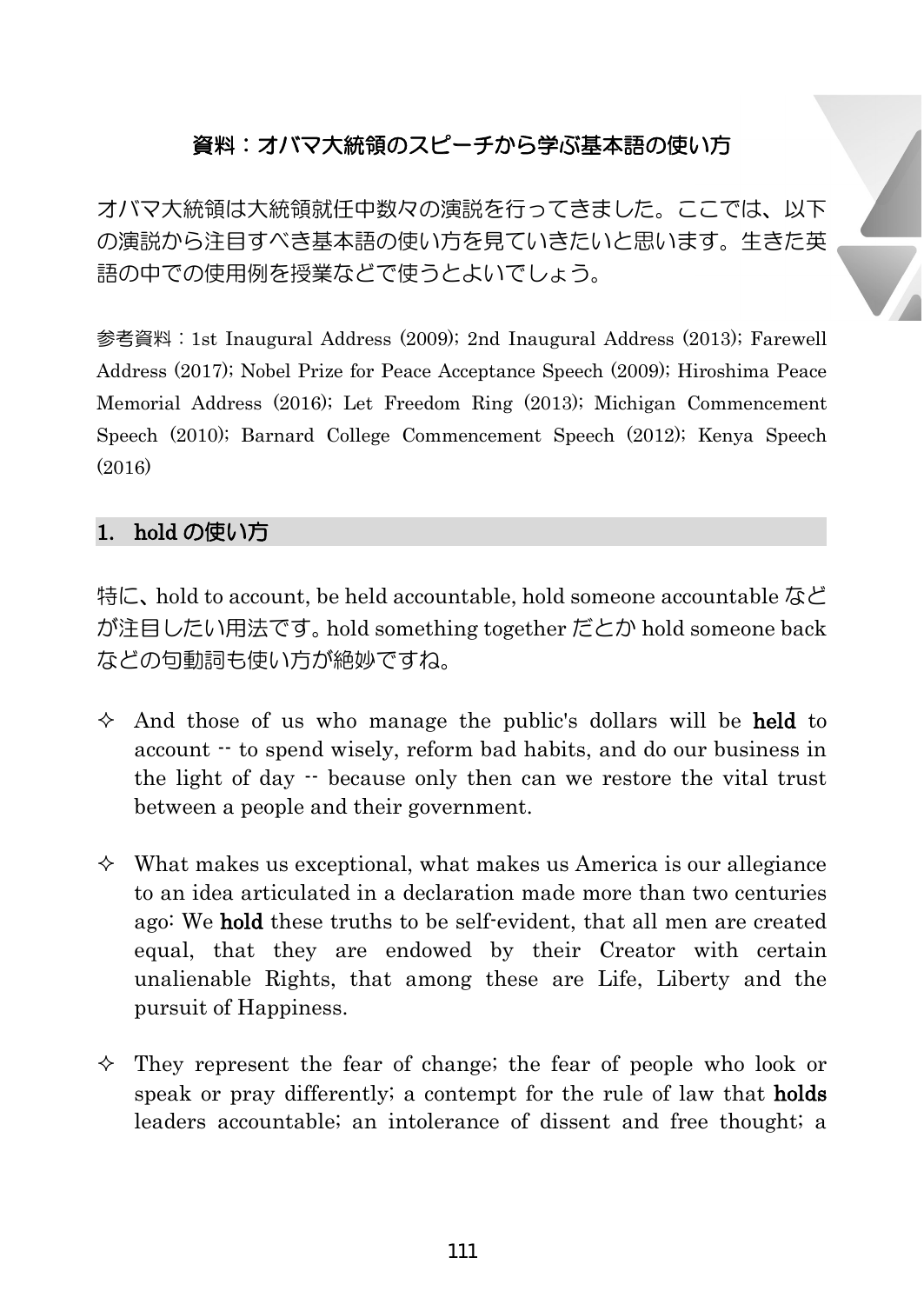## 資料：オバマ大統領のスピーチから学ぶ基本語の使い方

オバマ大統領は大統領就任中数々の演説を行ってきました。ここでは、以下の演説から注目すべき基本語の使い方を見ていきたいと思います。生きた英語の中での使用例を授業などで使うとよいでしょう。

参考資料：1st Inaugural Address (2009); 2nd Inaugural Address (2013); Farewell Address (2017); Nobel Prize for Peace Acceptance Speech (2009); Hiroshima Peace Memorial Address (2016); Let Freedom Ring (2013); Michigan Commencement Speech (2010); Barnard College Commencement Speech (2012); Kenya Speech (2016)

### 1. hold の使い方

特に、hold to account, be held accountable, hold someone accountable などが注目したい用法です。hold something together だとか hold someone back などの句動詞も使い方が絶妙ですね。

- ✧ And those of us who manage the public's dollars will be **held** to account -- to spend wisely, reform bad habits, and do our business in the light of day -- because only then can we restore the vital trust between a people and their government.

- ✧ What makes us exceptional, what makes us America is our allegiance to an idea articulated in a declaration made more than two centuries ago: We **hold** these truths to be self-evident, that all men are created equal, that they are endowed by their Creator with certain unalienable Rights, that among these are Life, Liberty and the pursuit of Happiness.

- ✧ They represent the fear of change; the fear of people who look or speak or pray differently; a contempt for the rule of law that **holds** leaders accountable; an intolerance of dissent and free thought; a